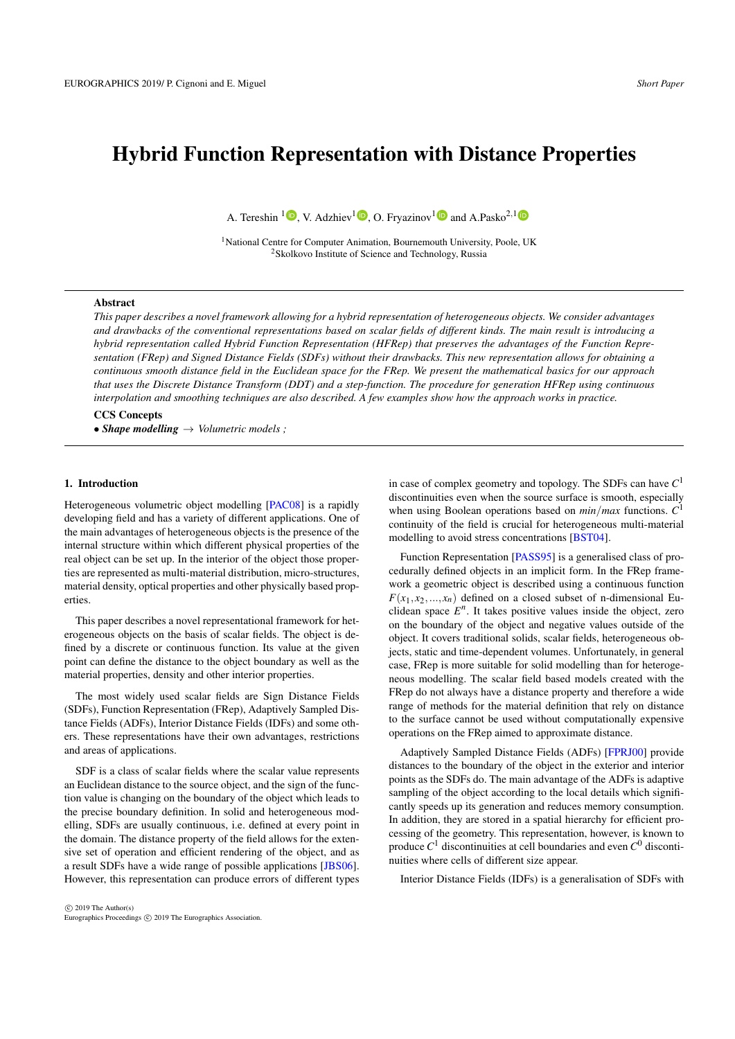# Hybrid Function Representation with Distance Properties

A. Tereshin [1], V. Adzhiev [1], O. Fryazinov [1] and A.Pasko [2,1]

[1] National Centre for Computer Animation, Bournemouth University, Poole, UK
[2] Skolkovo Institute of Science and Technology, Russia

---

**Abstract**

*This paper describes a novel framework allowing for a hybrid representation of heterogeneous objects. We consider advantages and drawbacks of the conventional representations based on scalar fields of different kinds. The main result is introducing a hybrid representation called Hybrid Function Representation (HFRep) that preserves the advantages of the Function Representation (FRep) and Signed Distance Fields (SDFs) without their drawbacks. This new representation allows for obtaining a continuous smooth distance field in the Euclidean space for the FRep. We present the mathematical basics for our approach that uses the Discrete Distance Transform (DDT) and a step-function. The procedure for generation HFRep using continuous interpolation and smoothing techniques are also described. A few examples show how the approach works in practice.*

**CCS Concepts**

• ***Shape modelling*** $\rightarrow$ *Volumetric models ;*

---

## 1. Introduction

Heterogeneous volumetric object modelling [PAC08] is a rapidly developing field and has a variety of different applications. One of the main advantages of heterogeneous objects is the presence of the internal structure within which different physical properties of the real object can be set up. In the interior of the object those properties are represented as multi-material distribution, micro-structures, material density, optical properties and other physically based properties.

This paper describes a novel representational framework for heterogeneous objects on the basis of scalar fields. The object is defined by a discrete or continuous function. Its value at the given point can define the distance to the object boundary as well as the material properties, density and other interior properties.

The most widely used scalar fields are Sign Distance Fields (SDFs), Function Representation (FRep), Adaptively Sampled Distance Fields (ADFs), Interior Distance Fields (IDFs) and some others. These representations have their own advantages, restrictions and areas of applications.

SDF is a class of scalar fields where the scalar value represents an Euclidean distance to the source object, and the sign of the function value is changing on the boundary of the object which leads to the precise boundary definition. In solid and heterogeneous modelling, SDFs are usually continuous, i.e. defined at every point in the domain. The distance property of the field allows for the extensive set of operation and efficient rendering of the object, and as a result SDFs have a wide range of possible applications [JBS06]. However, this representation can produce errors of different types in case of complex geometry and topology. The SDFs can have $C^1$ discontinuities even when the source surface is smooth, especially when using Boolean operations based on *min*/*max* functions. $C^1$ continuity of the field is crucial for heterogeneous multi-material modelling to avoid stress concentrations [BST04].

Function Representation [PASS95] is a generalised class of procedurally defined objects in an implicit form. In the FRep framework a geometric object is described using a continuous function $F(x_1, x_2, ..., x_n)$ defined on a closed subset of n-dimensional Euclidean space $E^n$. It takes positive values inside the object, zero on the boundary of the object and negative values outside of the object. It covers traditional solids, scalar fields, heterogeneous objects, static and time-dependent volumes. Unfortunately, in general case, FRep is more suitable for solid modelling than for heterogeneous modelling. The scalar field based models created with the FRep do not always have a distance property and therefore a wide range of methods for the material definition that rely on distance to the surface cannot be used without computationally expensive operations on the FRep aimed to approximate distance.

Adaptively Sampled Distance Fields (ADFs) [FPRJ00] provide distances to the boundary of the object in the exterior and interior points as the SDFs do. The main advantage of the ADFs is adaptive sampling of the object according to the local details which significantly speeds up its generation and reduces memory consumption. In addition, they are stored in a spatial hierarchy for efficient processing of the geometry. This representation, however, is known to produce $C^1$ discontinuities at cell boundaries and even $C^0$ discontinuities where cells of different size appear.

Interior Distance Fields (IDFs) is a generalisation of SDFs with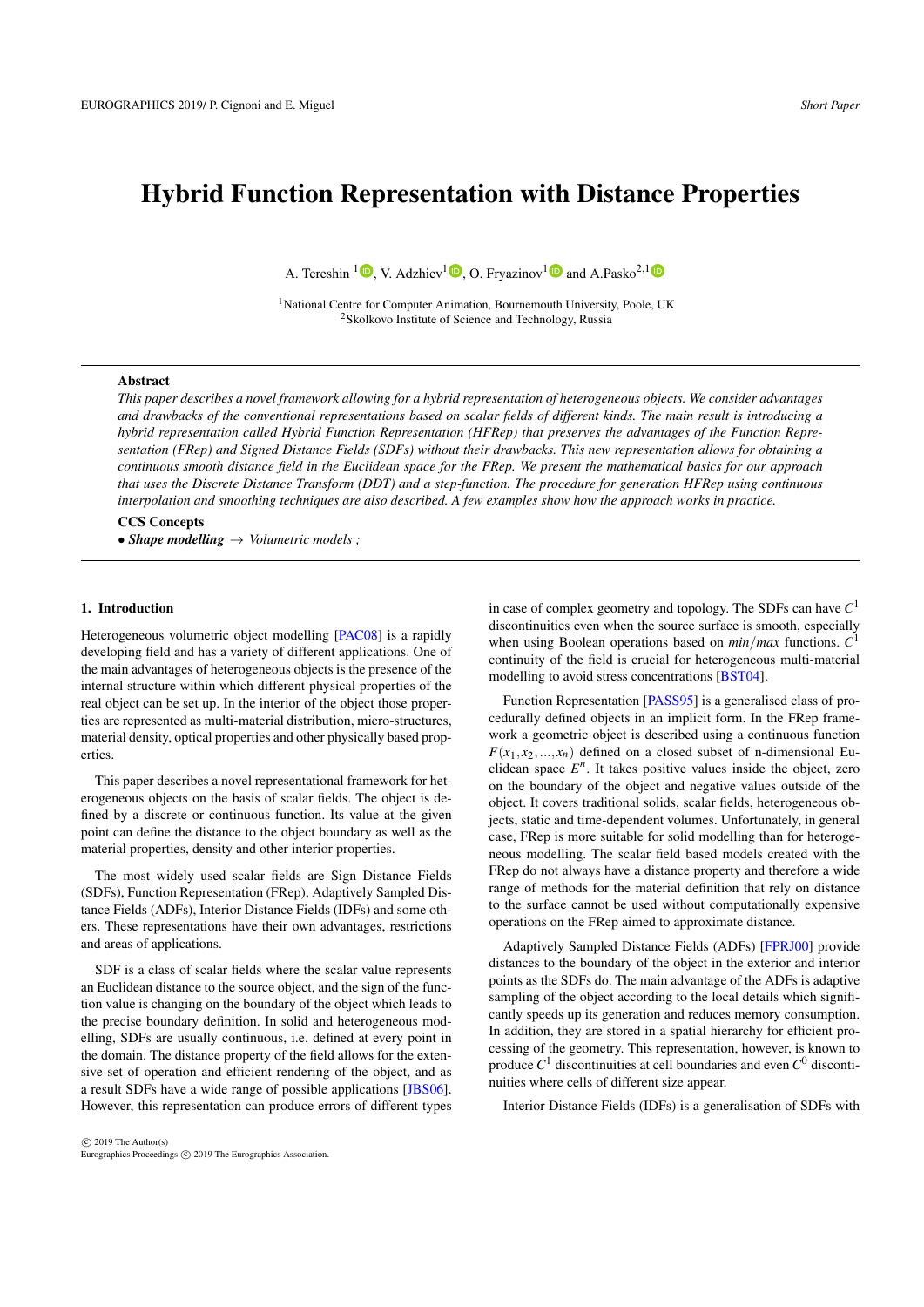# Hybrid Function Representation with Distance Properties

A. Tereshin [1], V. Adzhiev[1], O. Fryazinov[1] and A.Pasko[2,1]

[1]National Centre for Computer Animation, Bournemouth University, Poole, UK
[2]Skolkovo Institute of Science and Technology, Russia

## Abstract

*This paper describes a novel framework allowing for a hybrid representation of heterogeneous objects. We consider advantages and drawbacks of the conventional representations based on scalar fields of different kinds. The main result is introducing a hybrid representation called Hybrid Function Representation (HFRep) that preserves the advantages of the Function Representation (FRep) and Signed Distance Fields (SDFs) without their drawbacks. This new representation allows for obtaining a continuous smooth distance field in the Euclidean space for the FRep. We present the mathematical basics for our approach that uses the Discrete Distance Transform (DDT) and a step-function. The procedure for generation HFRep using continuous interpolation and smoothing techniques are also described. A few examples show how the approach works in practice.*

## CCS Concepts

• ***Shape modelling*** → *Volumetric models ;*

## 1. Introduction

Heterogeneous volumetric object modelling [PAC08] is a rapidly developing field and has a variety of different applications. One of the main advantages of heterogeneous objects is the presence of the internal structure within which different physical properties of the real object can be set up. In the interior of the object those properties are represented as multi-material distribution, micro-structures, material density, optical properties and other physically based properties.

This paper describes a novel representational framework for heterogeneous objects on the basis of scalar fields. The object is defined by a discrete or continuous function. Its value at the given point can define the distance to the object boundary as well as the material properties, density and other interior properties.

The most widely used scalar fields are Sign Distance Fields (SDFs), Function Representation (FRep), Adaptively Sampled Distance Fields (ADFs), Interior Distance Fields (IDFs) and some others. These representations have their own advantages, restrictions and areas of applications.

SDF is a class of scalar fields where the scalar value represents an Euclidean distance to the source object, and the sign of the function value is changing on the boundary of the object which leads to the precise boundary definition. In solid and heterogeneous modelling, SDFs are usually continuous, i.e. defined at every point in the domain. The distance property of the field allows for the extensive set of operation and efficient rendering of the object, and as a result SDFs have a wide range of possible applications [JBS06]. However, this representation can produce errors of different types in case of complex geometry and topology. The SDFs can have $C^1$ discontinuities even when the source surface is smooth, especially when using Boolean operations based on $min/max$ functions. $C^1$ continuity of the field is crucial for heterogeneous multi-material modelling to avoid stress concentrations [BST04].

Function Representation [PASS95] is a generalised class of procedurally defined objects in an implicit form. In the FRep framework a geometric object is described using a continuous function $F(x_1, x_2, ..., x_n)$ defined on a closed subset of n-dimensional Euclidean space $E^n$. It takes positive values inside the object, zero on the boundary of the object and negative values outside of the object. It covers traditional solids, scalar fields, heterogeneous objects, static and time-dependent volumes. Unfortunately, in general case, FRep is more suitable for solid modelling than for heterogeneous modelling. The scalar field based models created with the FRep do not always have a distance property and therefore a wide range of methods for the material definition that rely on distance to the surface cannot be used without computationally expensive operations on the FRep aimed to approximate distance.

Adaptively Sampled Distance Fields (ADFs) [FPRJ00] provide distances to the boundary of the object in the exterior and interior points as the SDFs do. The main advantage of the ADFs is adaptive sampling of the object according to the local details which significantly speeds up its generation and reduces memory consumption. In addition, they are stored in a spatial hierarchy for efficient processing of the geometry. This representation, however, is known to produce $C^1$ discontinuities at cell boundaries and even $C^0$ discontinuities where cells of different size appear.

Interior Distance Fields (IDFs) is a generalisation of SDFs with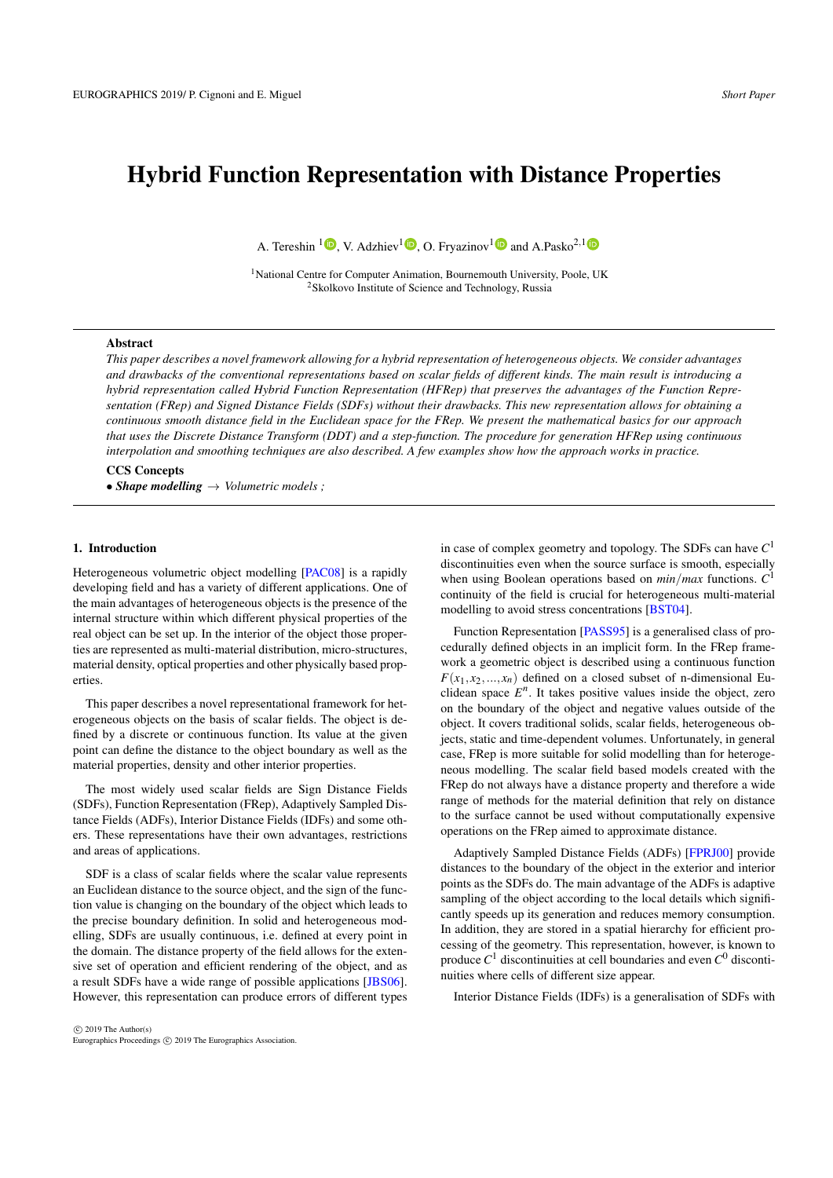# Hybrid Function Representation with Distance Properties

A. Tereshin [1], V. Adzhiev [1], O. Fryazinov [1] and A.Pasko [2,1]

[1] National Centre for Computer Animation, Bournemouth University, Poole, UK
[2] Skolkovo Institute of Science and Technology, Russia

---

**Abstract**

*This paper describes a novel framework allowing for a hybrid representation of heterogeneous objects. We consider advantages and drawbacks of the conventional representations based on scalar fields of different kinds. The main result is introducing a hybrid representation called Hybrid Function Representation (HFRep) that preserves the advantages of the Function Representation (FRep) and Signed Distance Fields (SDFs) without their drawbacks. This new representation allows for obtaining a continuous smooth distance field in the Euclidean space for the FRep. We present the mathematical basics for our approach that uses the Discrete Distance Transform (DDT) and a step-function. The procedure for generation HFRep using continuous interpolation and smoothing techniques are also described. A few examples show how the approach works in practice.*

**CCS Concepts**

• ***Shape modelling*** → *Volumetric models ;*

---

## 1. Introduction

Heterogeneous volumetric object modelling [PAC08] is a rapidly developing field and has a variety of different applications. One of the main advantages of heterogeneous objects is the presence of the internal structure within which different physical properties of the real object can be set up. In the interior of the object those properties are represented as multi-material distribution, micro-structures, material density, optical properties and other physically based properties.

This paper describes a novel representational framework for heterogeneous objects on the basis of scalar fields. The object is defined by a discrete or continuous function. Its value at the given point can define the distance to the object boundary as well as the material properties, density and other interior properties.

The most widely used scalar fields are Sign Distance Fields (SDFs), Function Representation (FRep), Adaptively Sampled Distance Fields (ADFs), Interior Distance Fields (IDFs) and some others. These representations have their own advantages, restrictions and areas of applications.

SDF is a class of scalar fields where the scalar value represents an Euclidean distance to the source object, and the sign of the function value is changing on the boundary of the object which leads to the precise boundary definition. In solid and heterogeneous modelling, SDFs are usually continuous, i.e. defined at every point in the domain. The distance property of the field allows for the extensive set of operation and efficient rendering of the object, and as a result SDFs have a wide range of possible applications [JBS06]. However, this representation can produce errors of different types in case of complex geometry and topology. The SDFs can have $C^1$ discontinuities even when the source surface is smooth, especially when using Boolean operations based on $min/max$ functions. $C^1$ continuity of the field is crucial for heterogeneous multi-material modelling to avoid stress concentrations [BST04].

Function Representation [PASS95] is a generalised class of procedurally defined objects in an implicit form. In the FRep framework a geometric object is described using a continuous function $F(x_1, x_2, ..., x_n)$ defined on a closed subset of n-dimensional Euclidean space $E^n$. It takes positive values inside the object, zero on the boundary of the object and negative values outside of the object. It covers traditional solids, scalar fields, heterogeneous objects, static and time-dependent volumes. Unfortunately, in general case, FRep is more suitable for solid modelling than for heterogeneous modelling. The scalar field based models created with the FRep do not always have a distance property and therefore a wide range of methods for the material definition that rely on distance to the surface cannot be used without computationally expensive operations on the FRep aimed to approximate distance.

Adaptively Sampled Distance Fields (ADFs) [FPRJ00] provide distances to the boundary of the object in the exterior and interior points as the SDFs do. The main advantage of the ADFs is adaptive sampling of the object according to the local details which significantly speeds up its generation and reduces memory consumption. In addition, they are stored in a spatial hierarchy for efficient processing of the geometry. This representation, however, is known to produce $C^1$ discontinuities at cell boundaries and even $C^0$ discontinuities where cells of different size appear.

Interior Distance Fields (IDFs) is a generalisation of SDFs with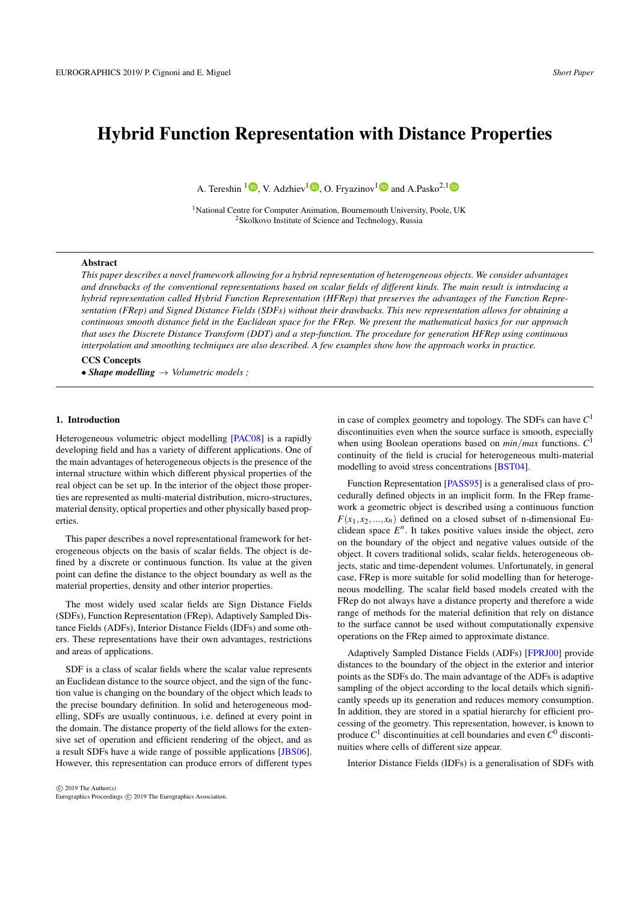# Hybrid Function Representation with Distance Properties

A. Tereshin [1], V. Adzhiev[1], O. Fryazinov[1] and A.Pasko[2,1]

[1]National Centre for Computer Animation, Bournemouth University, Poole, UK
[2]Skolkovo Institute of Science and Technology, Russia

## Abstract

*This paper describes a novel framework allowing for a hybrid representation of heterogeneous objects. We consider advantages and drawbacks of the conventional representations based on scalar fields of different kinds. The main result is introducing a hybrid representation called Hybrid Function Representation (HFRep) that preserves the advantages of the Function Representation (FRep) and Signed Distance Fields (SDFs) without their drawbacks. This new representation allows for obtaining a continuous smooth distance field in the Euclidean space for the FRep. We present the mathematical basics for our approach that uses the Discrete Distance Transform (DDT) and a step-function. The procedure for generation HFRep using continuous interpolation and smoothing techniques are also described. A few examples show how the approach works in practice.*

**CCS Concepts**

• ***Shape modelling*** → *Volumetric models ;*

## 1. Introduction

Heterogeneous volumetric object modelling [PAC08] is a rapidly developing field and has a variety of different applications. One of the main advantages of heterogeneous objects is the presence of the internal structure within which different physical properties of the real object can be set up. In the interior of the object those properties are represented as multi-material distribution, micro-structures, material density, optical properties and other physically based properties.

This paper describes a novel representational framework for heterogeneous objects on the basis of scalar fields. The object is defined by a discrete or continuous function. Its value at the given point can define the distance to the object boundary as well as the material properties, density and other interior properties.

The most widely used scalar fields are Sign Distance Fields (SDFs), Function Representation (FRep), Adaptively Sampled Distance Fields (ADFs), Interior Distance Fields (IDFs) and some others. These representations have their own advantages, restrictions and areas of applications.

SDF is a class of scalar fields where the scalar value represents an Euclidean distance to the source object, and the sign of the function value is changing on the boundary of the object which leads to the precise boundary definition. In solid and heterogeneous modelling, SDFs are usually continuous, i.e. defined at every point in the domain. The distance property of the field allows for the extensive set of operation and efficient rendering of the object, and as a result SDFs have a wide range of possible applications [JBS06]. However, this representation can produce errors of different types in case of complex geometry and topology. The SDFs can have $C^1$ discontinuities even when the source surface is smooth, especially when using Boolean operations based on $min/max$ functions. $C^1$ continuity of the field is crucial for heterogeneous multi-material modelling to avoid stress concentrations [BST04].

Function Representation [PASS95] is a generalised class of procedurally defined objects in an implicit form. In the FRep framework a geometric object is described using a continuous function $F(x_1, x_2, ..., x_n)$ defined on a closed subset of n-dimensional Euclidean space $E^n$. It takes positive values inside the object, zero on the boundary of the object and negative values outside of the object. It covers traditional solids, scalar fields, heterogeneous objects, static and time-dependent volumes. Unfortunately, in general case, FRep is more suitable for solid modelling than for heterogeneous modelling. The scalar field based models created with the FRep do not always have a distance property and therefore a wide range of methods for the material definition that rely on distance to the surface cannot be used without computationally expensive operations on the FRep aimed to approximate distance.

Adaptively Sampled Distance Fields (ADFs) [FPRJ00] provide distances to the boundary of the object in the exterior and interior points as the SDFs do. The main advantage of the ADFs is adaptive sampling of the object according to the local details which significantly speeds up its generation and reduces memory consumption. In addition, they are stored in a spatial hierarchy for efficient processing of the geometry. This representation, however, is known to produce $C^1$ discontinuities at cell boundaries and even $C^0$ discontinuities where cells of different size appear.

Interior Distance Fields (IDFs) is a generalisation of SDFs with